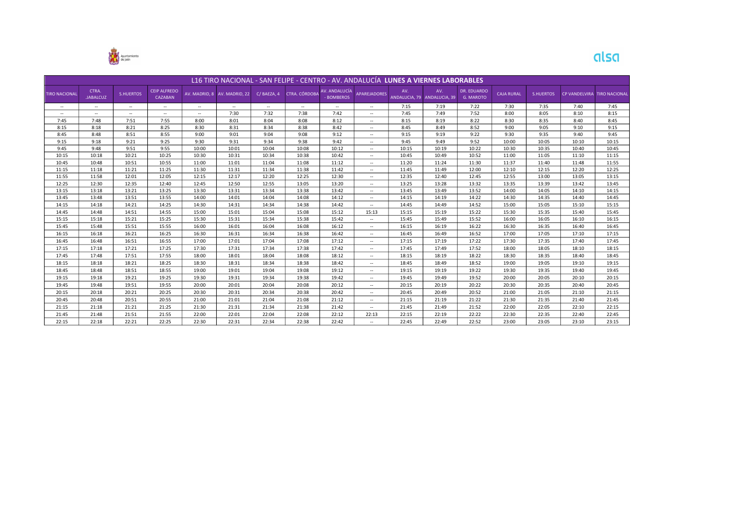Ayuntamiento de Jaén

alsa

| L16 TIRO NACIONAL - SAN FELIPE - CENTRO - AV. ANDALUCÍA **LUNES A VIERNES LABORABLES** | | | | | | | | | | | | | | | | |
|---|---|---|---|---|---|---|---|---|---|---|---|---|---|---|---|---|
| TIRO NACIONAL | CTRA. .JABALCUZ | S.HUERTOS | CEIP ALFREDO CAZABAN | AV. MADRID, 8 | AV. MADRID, 22 | C/ BAEZA, 4 | CTRA. CÓRDOBA | AV. ANDALUCÍA - BOMBEROS | APAREJADORES | AV. ANDALUCIA, 79 | AV. ANDALUCIA, 39 | DR. EDUARDO G. MAROTO | CAJA RURAL | S.HUERTOS | CP VANDELVIRA | TIRO NACIONAL |
| -- | -- | -- | -- | -- | -- | -- | -- | -- | -- | 7:15 | 7:19 | 7:22 | 7:30 | 7:35 | 7:40 | 7:45 |
| -- | -- | -- | -- | -- | 7:30 | 7:32 | 7:38 | 7:42 | -- | 7:45 | 7:49 | 7:52 | 8:00 | 8:05 | 8:10 | 8:15 |
| 7:45 | 7:48 | 7:51 | 7:55 | 8:00 | 8:01 | 8:04 | 8:08 | 8:12 | -- | 8:15 | 8:19 | 8:22 | 8:30 | 8:35 | 8:40 | 8:45 |
| 8:15 | 8:18 | 8:21 | 8:25 | 8:30 | 8:31 | 8:34 | 8:38 | 8:42 | -- | 8:45 | 8:49 | 8:52 | 9:00 | 9:05 | 9:10 | 9:15 |
| 8:45 | 8:48 | 8:51 | 8:55 | 9:00 | 9:01 | 9:04 | 9:08 | 9:12 | -- | 9:15 | 9:19 | 9:22 | 9:30 | 9:35 | 9:40 | 9:45 |
| 9:15 | 9:18 | 9:21 | 9:25 | 9:30 | 9:31 | 9:34 | 9:38 | 9:42 | -- | 9:45 | 9:49 | 9:52 | 10:00 | 10:05 | 10:10 | 10:15 |
| 9:45 | 9:48 | 9:51 | 9:55 | 10:00 | 10:01 | 10:04 | 10:08 | 10:12 | -- | 10:15 | 10:19 | 10:22 | 10:30 | 10:35 | 10:40 | 10:45 |
| 10:15 | 10:18 | 10:21 | 10:25 | 10:30 | 10:31 | 10:34 | 10:38 | 10:42 | -- | 10:45 | 10:49 | 10:52 | 11:00 | 11:05 | 11:10 | 11:15 |
| 10:45 | 10:48 | 10:51 | 10:55 | 11:00 | 11:01 | 11:04 | 11:08 | 11:12 | -- | 11:20 | 11:24 | 11:30 | 11:37 | 11:40 | 11:48 | 11:55 |
| 11:15 | 11:18 | 11:21 | 11:25 | 11:30 | 11:31 | 11:34 | 11:38 | 11:42 | -- | 11:45 | 11:49 | 12:00 | 12:10 | 12:15 | 12:20 | 12:25 |
| 11:55 | 11:58 | 12:01 | 12:05 | 12:15 | 12:17 | 12:20 | 12:25 | 12:30 | -- | 12:35 | 12:40 | 12:45 | 12:55 | 13:00 | 13:05 | 13:15 |
| 12:25 | 12:30 | 12:35 | 12:40 | 12:45 | 12:50 | 12:55 | 13:05 | 13:20 | -- | 13:25 | 13:28 | 13:32 | 13:35 | 13:39 | 13:42 | 13:45 |
| 13:15 | 13:18 | 13:21 | 13:25 | 13:30 | 13:31 | 13:34 | 13:38 | 13:42 | -- | 13:45 | 13:49 | 13:52 | 14:00 | 14:05 | 14:10 | 14:15 |
| 13:45 | 13:48 | 13:51 | 13:55 | 14:00 | 14:01 | 14:04 | 14:08 | 14:12 | -- | 14:15 | 14:19 | 14:22 | 14:30 | 14:35 | 14:40 | 14:45 |
| 14:15 | 14:18 | 14:21 | 14:25 | 14:30 | 14:31 | 14:34 | 14:38 | 14:42 | -- | 14:45 | 14:49 | 14:52 | 15:00 | 15:05 | 15:10 | 15:15 |
| 14:45 | 14:48 | 14:51 | 14:55 | 15:00 | 15:01 | 15:04 | 15:08 | 15:12 | 15:13 | 15:15 | 15:19 | 15:22 | 15:30 | 15:35 | 15:40 | 15:45 |
| 15:15 | 15:18 | 15:21 | 15:25 | 15:30 | 15:31 | 15:34 | 15:38 | 15:42 | -- | 15:45 | 15:49 | 15:52 | 16:00 | 16:05 | 16:10 | 16:15 |
| 15:45 | 15:48 | 15:51 | 15:55 | 16:00 | 16:01 | 16:04 | 16:08 | 16:12 | -- | 16:15 | 16:19 | 16:22 | 16:30 | 16:35 | 16:40 | 16:45 |
| 16:15 | 16:18 | 16:21 | 16:25 | 16:30 | 16:31 | 16:34 | 16:38 | 16:42 | -- | 16:45 | 16:49 | 16:52 | 17:00 | 17:05 | 17:10 | 17:15 |
| 16:45 | 16:48 | 16:51 | 16:55 | 17:00 | 17:01 | 17:04 | 17:08 | 17:12 | -- | 17:15 | 17:19 | 17:22 | 17:30 | 17:35 | 17:40 | 17:45 |
| 17:15 | 17:18 | 17:21 | 17:25 | 17:30 | 17:31 | 17:34 | 17:38 | 17:42 | -- | 17:45 | 17:49 | 17:52 | 18:00 | 18:05 | 18:10 | 18:15 |
| 17:45 | 17:48 | 17:51 | 17:55 | 18:00 | 18:01 | 18:04 | 18:08 | 18:12 | -- | 18:15 | 18:19 | 18:22 | 18:30 | 18:35 | 18:40 | 18:45 |
| 18:15 | 18:18 | 18:21 | 18:25 | 18:30 | 18:31 | 18:34 | 18:38 | 18:42 | -- | 18:45 | 18:49 | 18:52 | 19:00 | 19:05 | 19:10 | 19:15 |
| 18:45 | 18:48 | 18:51 | 18:55 | 19:00 | 19:01 | 19:04 | 19:08 | 19:12 | -- | 19:15 | 19:19 | 19:22 | 19:30 | 19:35 | 19:40 | 19:45 |
| 19:15 | 19:18 | 19:21 | 19:25 | 19:30 | 19:31 | 19:34 | 19:38 | 19:42 | -- | 19:45 | 19:49 | 19:52 | 20:00 | 20:05 | 20:10 | 20:15 |
| 19:45 | 19:48 | 19:51 | 19:55 | 20:00 | 20:01 | 20:04 | 20:08 | 20:12 | -- | 20:15 | 20:19 | 20:22 | 20:30 | 20:35 | 20:40 | 20:45 |
| 20:15 | 20:18 | 20:21 | 20:25 | 20:30 | 20:31 | 20:34 | 20:38 | 20:42 | -- | 20:45 | 20:49 | 20:52 | 21:00 | 21:05 | 21:10 | 21:15 |
| 20:45 | 20:48 | 20:51 | 20:55 | 21:00 | 21:01 | 21:04 | 21:08 | 21:12 | -- | 21:15 | 21:19 | 21:22 | 21:30 | 21:35 | 21:40 | 21:45 |
| 21:15 | 21:18 | 21:21 | 21:25 | 21:30 | 21:31 | 21:34 | 21:38 | 21:42 | -- | 21:45 | 21:49 | 21:52 | 22:00 | 22:05 | 22:10 | 22:15 |
| 21:45 | 21:48 | 21:51 | 21:55 | 22:00 | 22:01 | 22:04 | 22:08 | 22:12 | 22:13 | 22:15 | 22:19 | 22:22 | 22:30 | 22:35 | 22:40 | 22:45 |
| 22:15 | 22:18 | 22:21 | 22:25 | 22:30 | 22:31 | 22:34 | 22:38 | 22:42 | -- | 22:45 | 22:49 | 22:52 | 23:00 | 23:05 | 23:10 | 23:15 |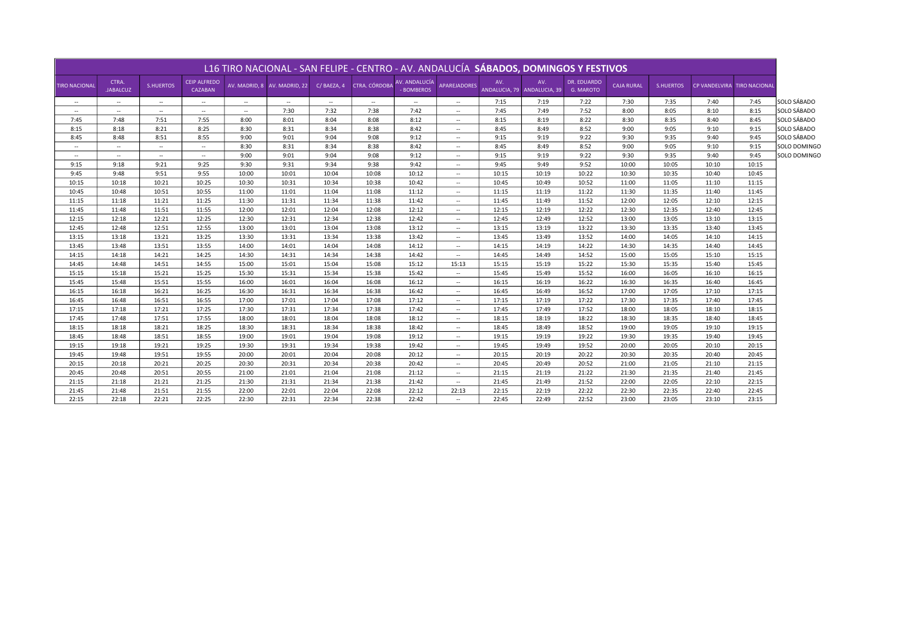# L16 TIRO NACIONAL - SAN FELIPE - CENTRO - AV. ANDALUCÍA **SÁBADOS, DOMINGOS Y FESTIVOS**

| TIRO NACIONAL | CTRA. .JABALCUZ | S.HUERTOS | CEIP ALFREDO CAZABAN | AV. MADRID, 8 | AV. MADRID, 22 | C/ BAEZA, 4 | CTRA. CÓRDOBA | AV. ANDALUCÍA - BOMBEROS | APAREJADORES | AV. ANDALUCIA, 79 | AV. ANDALUCIA, 39 | DR. EDUARDO G. MAROTO | CAJA RURAL | S.HUERTOS | CP VANDELVIRA | TIRO NACIONAL | |
|---|---|---|---|---|---|---|---|---|---|---|---|---|---|---|---|---|---|
| -- | -- | -- | -- | -- | -- | -- | -- | -- | -- | 7:15 | 7:19 | 7:22 | 7:30 | 7:35 | 7:40 | 7:45 | SOLO SÁBADO |
| -- | -- | -- | -- | -- | 7:30 | 7:32 | 7:38 | 7:42 | -- | 7:45 | 7:49 | 7:52 | 8:00 | 8:05 | 8:10 | 8:15 | SOLO SÁBADO |
| 7:45 | 7:48 | 7:51 | 7:55 | 8:00 | 8:01 | 8:04 | 8:08 | 8:12 | -- | 8:15 | 8:19 | 8:22 | 8:30 | 8:35 | 8:40 | 8:45 | SOLO SÁBADO |
| 8:15 | 8:18 | 8:21 | 8:25 | 8:30 | 8:31 | 8:34 | 8:38 | 8:42 | -- | 8:45 | 8:49 | 8:52 | 9:00 | 9:05 | 9:10 | 9:15 | SOLO SÁBADO |
| 8:45 | 8:48 | 8:51 | 8:55 | 9:00 | 9:01 | 9:04 | 9:08 | 9:12 | -- | 9:15 | 9:19 | 9:22 | 9:30 | 9:35 | 9:40 | 9:45 | SOLO SÁBADO |
| -- | -- | -- | -- | 8:30 | 8:31 | 8:34 | 8:38 | 8:42 | -- | 8:45 | 8:49 | 8:52 | 9:00 | 9:05 | 9:10 | 9:15 | SOLO DOMINGO |
| -- | -- | -- | -- | 9:00 | 9:01 | 9:04 | 9:08 | 9:12 | -- | 9:15 | 9:19 | 9:22 | 9:30 | 9:35 | 9:40 | 9:45 | SOLO DOMINGO |
| 9:15 | 9:18 | 9:21 | 9:25 | 9:30 | 9:31 | 9:34 | 9:38 | 9:42 | -- | 9:45 | 9:49 | 9:52 | 10:00 | 10:05 | 10:10 | 10:15 | |
| 9:45 | 9:48 | 9:51 | 9:55 | 10:00 | 10:01 | 10:04 | 10:08 | 10:12 | -- | 10:15 | 10:19 | 10:22 | 10:30 | 10:35 | 10:40 | 10:45 | |
| 10:15 | 10:18 | 10:21 | 10:25 | 10:30 | 10:31 | 10:34 | 10:38 | 10:42 | -- | 10:45 | 10:49 | 10:52 | 11:00 | 11:05 | 11:10 | 11:15 | |
| 10:45 | 10:48 | 10:51 | 10:55 | 11:00 | 11:01 | 11:04 | 11:08 | 11:12 | -- | 11:15 | 11:19 | 11:22 | 11:30 | 11:35 | 11:40 | 11:45 | |
| 11:15 | 11:18 | 11:21 | 11:25 | 11:30 | 11:31 | 11:34 | 11:38 | 11:42 | -- | 11:45 | 11:49 | 11:52 | 12:00 | 12:05 | 12:10 | 12:15 | |
| 11:45 | 11:48 | 11:51 | 11:55 | 12:00 | 12:01 | 12:04 | 12:08 | 12:12 | -- | 12:15 | 12:19 | 12:22 | 12:30 | 12:35 | 12:40 | 12:45 | |
| 12:15 | 12:18 | 12:21 | 12:25 | 12:30 | 12:31 | 12:34 | 12:38 | 12:42 | -- | 12:45 | 12:49 | 12:52 | 13:00 | 13:05 | 13:10 | 13:15 | |
| 12:45 | 12:48 | 12:51 | 12:55 | 13:00 | 13:01 | 13:04 | 13:08 | 13:12 | -- | 13:15 | 13:19 | 13:22 | 13:30 | 13:35 | 13:40 | 13:45 | |
| 13:15 | 13:18 | 13:21 | 13:25 | 13:30 | 13:31 | 13:34 | 13:38 | 13:42 | -- | 13:45 | 13:49 | 13:52 | 14:00 | 14:05 | 14:10 | 14:15 | |
| 13:45 | 13:48 | 13:51 | 13:55 | 14:00 | 14:01 | 14:04 | 14:08 | 14:12 | -- | 14:15 | 14:19 | 14:22 | 14:30 | 14:35 | 14:40 | 14:45 | |
| 14:15 | 14:18 | 14:21 | 14:25 | 14:30 | 14:31 | 14:34 | 14:38 | 14:42 | -- | 14:45 | 14:49 | 14:52 | 15:00 | 15:05 | 15:10 | 15:15 | |
| 14:45 | 14:48 | 14:51 | 14:55 | 15:00 | 15:01 | 15:04 | 15:08 | 15:12 | 15:13 | 15:15 | 15:19 | 15:22 | 15:30 | 15:35 | 15:40 | 15:45 | |
| 15:15 | 15:18 | 15:21 | 15:25 | 15:30 | 15:31 | 15:34 | 15:38 | 15:42 | -- | 15:45 | 15:49 | 15:52 | 16:00 | 16:05 | 16:10 | 16:15 | |
| 15:45 | 15:48 | 15:51 | 15:55 | 16:00 | 16:01 | 16:04 | 16:08 | 16:12 | -- | 16:15 | 16:19 | 16:22 | 16:30 | 16:35 | 16:40 | 16:45 | |
| 16:15 | 16:18 | 16:21 | 16:25 | 16:30 | 16:31 | 16:34 | 16:38 | 16:42 | -- | 16:45 | 16:49 | 16:52 | 17:00 | 17:05 | 17:10 | 17:15 | |
| 16:45 | 16:48 | 16:51 | 16:55 | 17:00 | 17:01 | 17:04 | 17:08 | 17:12 | -- | 17:15 | 17:19 | 17:22 | 17:30 | 17:35 | 17:40 | 17:45 | |
| 17:15 | 17:18 | 17:21 | 17:25 | 17:30 | 17:31 | 17:34 | 17:38 | 17:42 | -- | 17:45 | 17:49 | 17:52 | 18:00 | 18:05 | 18:10 | 18:15 | |
| 17:45 | 17:48 | 17:51 | 17:55 | 18:00 | 18:01 | 18:04 | 18:08 | 18:12 | -- | 18:15 | 18:19 | 18:22 | 18:30 | 18:35 | 18:40 | 18:45 | |
| 18:15 | 18:18 | 18:21 | 18:25 | 18:30 | 18:31 | 18:34 | 18:38 | 18:42 | -- | 18:45 | 18:49 | 18:52 | 19:00 | 19:05 | 19:10 | 19:15 | |
| 18:45 | 18:48 | 18:51 | 18:55 | 19:00 | 19:01 | 19:04 | 19:08 | 19:12 | -- | 19:15 | 19:19 | 19:22 | 19:30 | 19:35 | 19:40 | 19:45 | |
| 19:15 | 19:18 | 19:21 | 19:25 | 19:30 | 19:31 | 19:34 | 19:38 | 19:42 | -- | 19:45 | 19:49 | 19:52 | 20:00 | 20:05 | 20:10 | 20:15 | |
| 19:45 | 19:48 | 19:51 | 19:55 | 20:00 | 20:01 | 20:04 | 20:08 | 20:12 | -- | 20:15 | 20:19 | 20:22 | 20:30 | 20:35 | 20:40 | 20:45 | |
| 20:15 | 20:18 | 20:21 | 20:25 | 20:30 | 20:31 | 20:34 | 20:38 | 20:42 | -- | 20:45 | 20:49 | 20:52 | 21:00 | 21:05 | 21:10 | 21:15 | |
| 20:45 | 20:48 | 20:51 | 20:55 | 21:00 | 21:01 | 21:04 | 21:08 | 21:12 | -- | 21:15 | 21:19 | 21:22 | 21:30 | 21:35 | 21:40 | 21:45 | |
| 21:15 | 21:18 | 21:21 | 21:25 | 21:30 | 21:31 | 21:34 | 21:38 | 21:42 | -- | 21:45 | 21:49 | 21:52 | 22:00 | 22:05 | 22:10 | 22:15 | |
| 21:45 | 21:48 | 21:51 | 21:55 | 22:00 | 22:01 | 22:04 | 22:08 | 22:12 | 22:13 | 22:15 | 22:19 | 22:22 | 22:30 | 22:35 | 22:40 | 22:45 | |
| 22:15 | 22:18 | 22:21 | 22:25 | 22:30 | 22:31 | 22:34 | 22:38 | 22:42 | -- | 22:45 | 22:49 | 22:52 | 23:00 | 23:05 | 23:10 | 23:15 | |